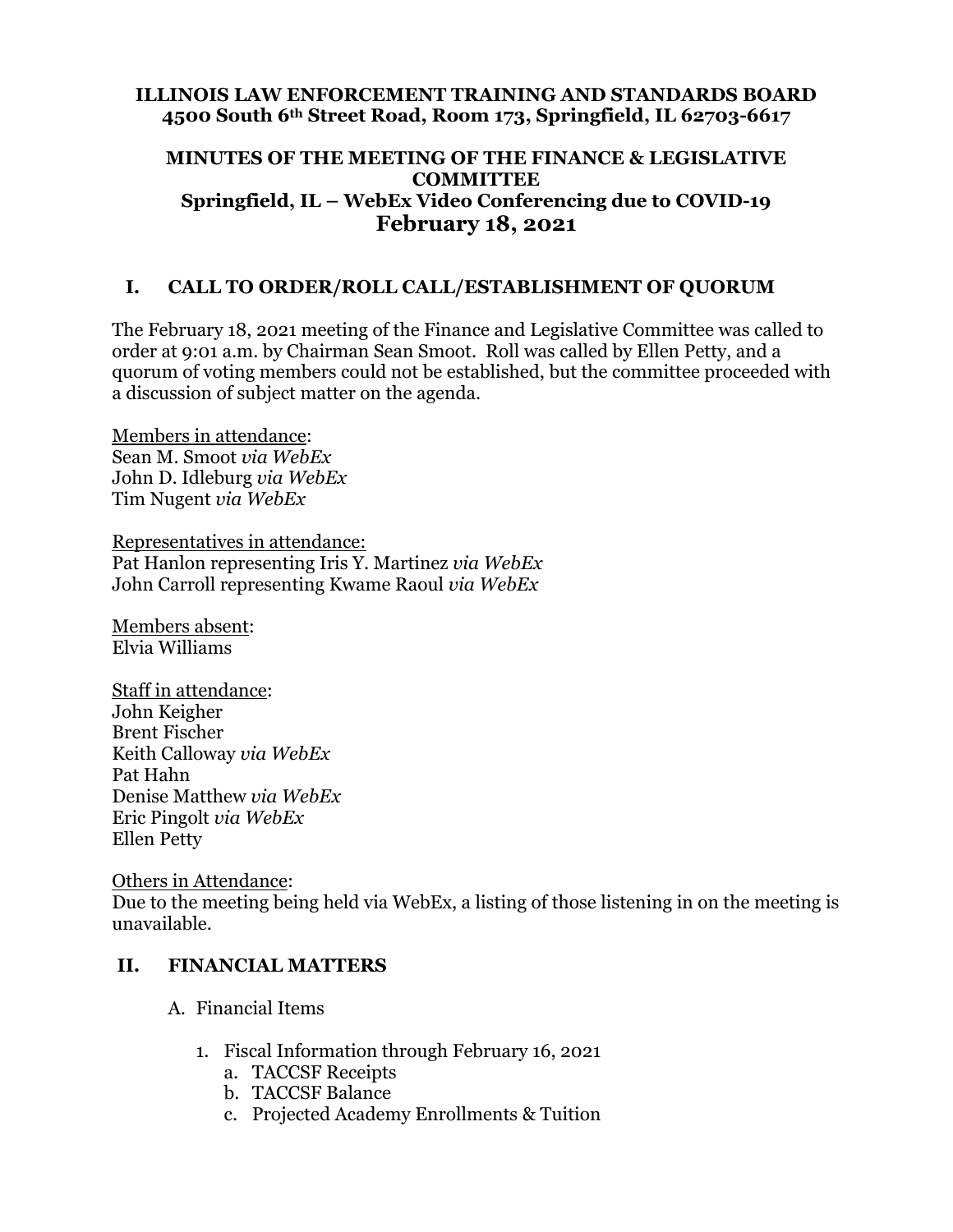**ILLINOIS LAW ENFORCEMENT TRAINING AND STANDARDS BOARD**
**4500 South 6th Street Road, Room 173, Springfield, IL 62703-6617**

# MINUTES OF THE MEETING OF THE FINANCE & LEGISLATIVE COMMITTEE

**Springfield, IL – WebEx Video Conferencing due to COVID-19**

**February 18, 2021**

## I. CALL TO ORDER/ROLL CALL/ESTABLISHMENT OF QUORUM

The February 18, 2021 meeting of the Finance and Legislative Committee was called to order at 9:01 a.m. by Chairman Sean Smoot. Roll was called by Ellen Petty, and a quorum of voting members could not be established, but the committee proceeded with a discussion of subject matter on the agenda.

Members in attendance:
Sean M. Smoot *via WebEx*
John D. Idleburg *via WebEx*
Tim Nugent *via WebEx*

Representatives in attendance:
Pat Hanlon representing Iris Y. Martinez *via WebEx*
John Carroll representing Kwame Raoul *via WebEx*

Members absent:
Elvia Williams

Staff in attendance:
John Keigher
Brent Fischer
Keith Calloway *via WebEx*
Pat Hahn
Denise Matthew *via WebEx*
Eric Pingolt *via WebEx*
Ellen Petty

Others in Attendance:
Due to the meeting being held via WebEx, a listing of those listening in on the meeting is unavailable.

## II. FINANCIAL MATTERS

A. Financial Items

1. Fiscal Information through February 16, 2021
    a. TACCSF Receipts
    b. TACCSF Balance
    c. Projected Academy Enrollments & Tuition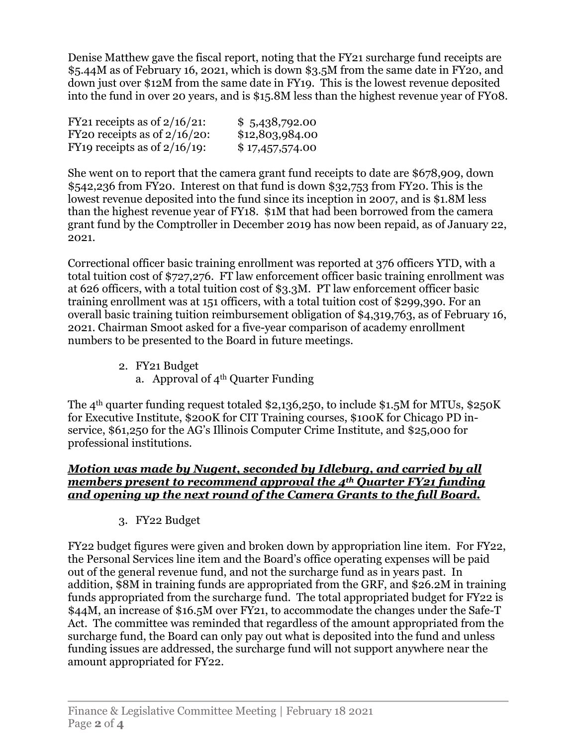Denise Matthew gave the fiscal report, noting that the FY21 surcharge fund receipts are $5.44M as of February 16, 2021, which is down $3.5M from the same date in FY20, and down just over $12M from the same date in FY19. This is the lowest revenue deposited into the fund in over 20 years, and is $15.8M less than the highest revenue year of FY08.

| | |
|---|---|
| FY21 receipts as of 2/16/21: | $ 5,438,792.00 |
| FY20 receipts as of 2/16/20: | $12,803,984.00 |
| FY19 receipts as of 2/16/19: | $ 17,457,574.00 |

She went on to report that the camera grant fund receipts to date are $678,909, down $542,236 from FY20. Interest on that fund is down $32,753 from FY20. This is the lowest revenue deposited into the fund since its inception in 2007, and is $1.8M less than the highest revenue year of FY18. $1M that had been borrowed from the camera grant fund by the Comptroller in December 2019 has now been repaid, as of January 22, 2021.

Correctional officer basic training enrollment was reported at 376 officers YTD, with a total tuition cost of $727,276. FT law enforcement officer basic training enrollment was at 626 officers, with a total tuition cost of $3.3M. PT law enforcement officer basic training enrollment was at 151 officers, with a total tuition cost of $299,390. For an overall basic training tuition reimbursement obligation of $4,319,763, as of February 16, 2021. Chairman Smoot asked for a five-year comparison of academy enrollment numbers to be presented to the Board in future meetings.

2. FY21 Budget
   a. Approval of 4th Quarter Funding

The 4th quarter funding request totaled $2,136,250, to include $1.5M for MTUs, $250K for Executive Institute, $200K for CIT Training courses, $100K for Chicago PD in-service, $61,250 for the AG's Illinois Computer Crime Institute, and $25,000 for professional institutions.

***Motion was made by Nugent, seconded by Idleburg, and carried by all members present to recommend approval the 4th Quarter FY21 funding and opening up the next round of the Camera Grants to the full Board.***

3. FY22 Budget

FY22 budget figures were given and broken down by appropriation line item. For FY22, the Personal Services line item and the Board's office operating expenses will be paid out of the general revenue fund, and not the surcharge fund as in years past. In addition, $8M in training funds are appropriated from the GRF, and $26.2M in training funds appropriated from the surcharge fund. The total appropriated budget for FY22 is $44M, an increase of $16.5M over FY21, to accommodate the changes under the Safe-T Act. The committee was reminded that regardless of the amount appropriated from the surcharge fund, the Board can only pay out what is deposited into the fund and unless funding issues are addressed, the surcharge fund will not support anywhere near the amount appropriated for FY22.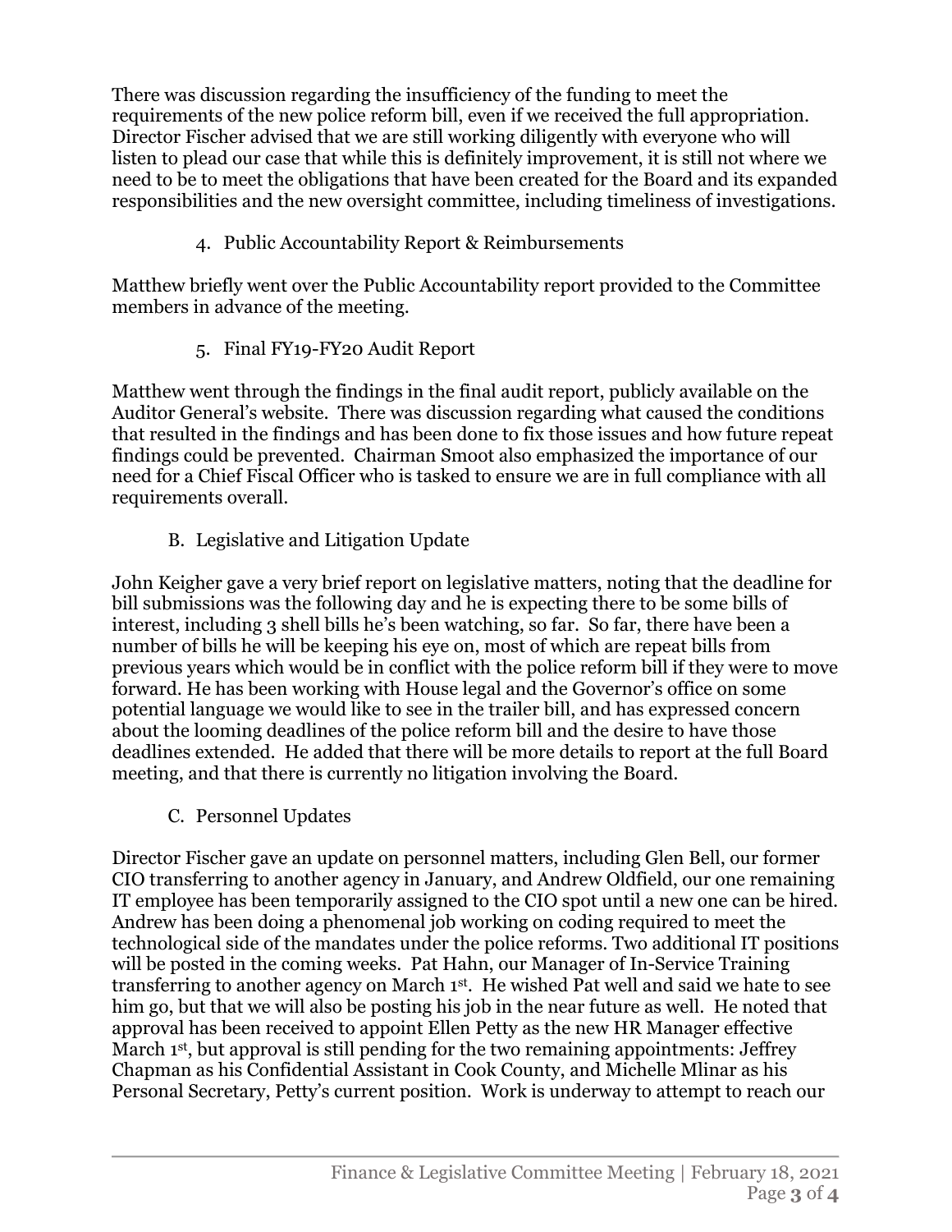There was discussion regarding the insufficiency of the funding to meet the requirements of the new police reform bill, even if we received the full appropriation. Director Fischer advised that we are still working diligently with everyone who will listen to plead our case that while this is definitely improvement, it is still not where we need to be to meet the obligations that have been created for the Board and its expanded responsibilities and the new oversight committee, including timeliness of investigations.

4. Public Accountability Report & Reimbursements

Matthew briefly went over the Public Accountability report provided to the Committee members in advance of the meeting.

5. Final FY19-FY20 Audit Report

Matthew went through the findings in the final audit report, publicly available on the Auditor General's website. There was discussion regarding what caused the conditions that resulted in the findings and has been done to fix those issues and how future repeat findings could be prevented. Chairman Smoot also emphasized the importance of our need for a Chief Fiscal Officer who is tasked to ensure we are in full compliance with all requirements overall.

B. Legislative and Litigation Update

John Keigher gave a very brief report on legislative matters, noting that the deadline for bill submissions was the following day and he is expecting there to be some bills of interest, including 3 shell bills he's been watching, so far. So far, there have been a number of bills he will be keeping his eye on, most of which are repeat bills from previous years which would be in conflict with the police reform bill if they were to move forward. He has been working with House legal and the Governor's office on some potential language we would like to see in the trailer bill, and has expressed concern about the looming deadlines of the police reform bill and the desire to have those deadlines extended. He added that there will be more details to report at the full Board meeting, and that there is currently no litigation involving the Board.

C. Personnel Updates

Director Fischer gave an update on personnel matters, including Glen Bell, our former CIO transferring to another agency in January, and Andrew Oldfield, our one remaining IT employee has been temporarily assigned to the CIO spot until a new one can be hired. Andrew has been doing a phenomenal job working on coding required to meet the technological side of the mandates under the police reforms. Two additional IT positions will be posted in the coming weeks. Pat Hahn, our Manager of In-Service Training transferring to another agency on March 1st. He wished Pat well and said we hate to see him go, but that we will also be posting his job in the near future as well. He noted that approval has been received to appoint Ellen Petty as the new HR Manager effective March 1st, but approval is still pending for the two remaining appointments: Jeffrey Chapman as his Confidential Assistant in Cook County, and Michelle Mlinar as his Personal Secretary, Petty's current position. Work is underway to attempt to reach our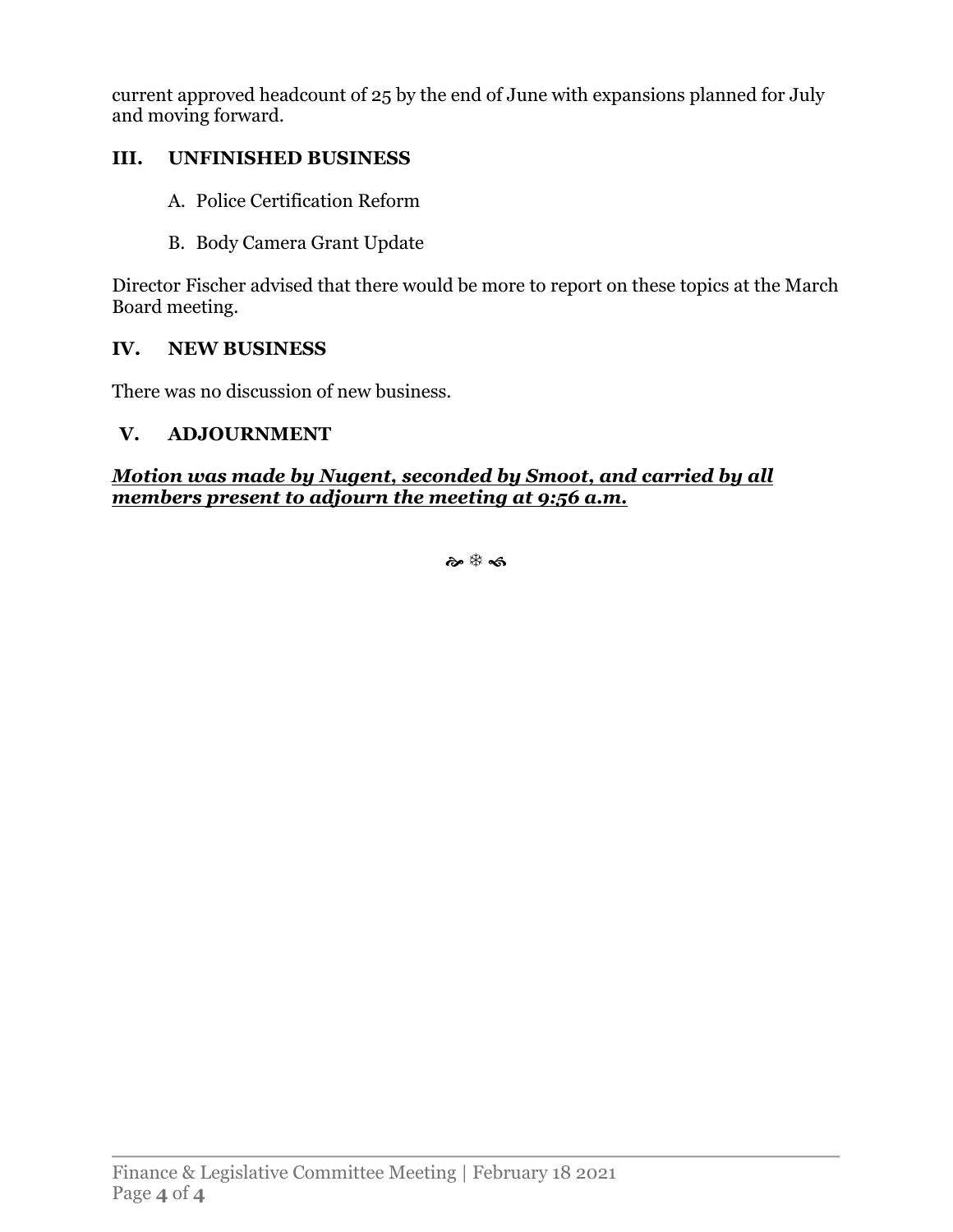current approved headcount of 25 by the end of June with expansions planned for July and moving forward.

## III. UNFINISHED BUSINESS

A. Police Certification Reform

B. Body Camera Grant Update

Director Fischer advised that there would be more to report on these topics at the March Board meeting.

## IV. NEW BUSINESS

There was no discussion of new business.

## V. ADJOURNMENT

***Motion was made by Nugent, seconded by Smoot, and carried by all members present to adjourn the meeting at 9:56 a.m.***

☙ ❄ ❧